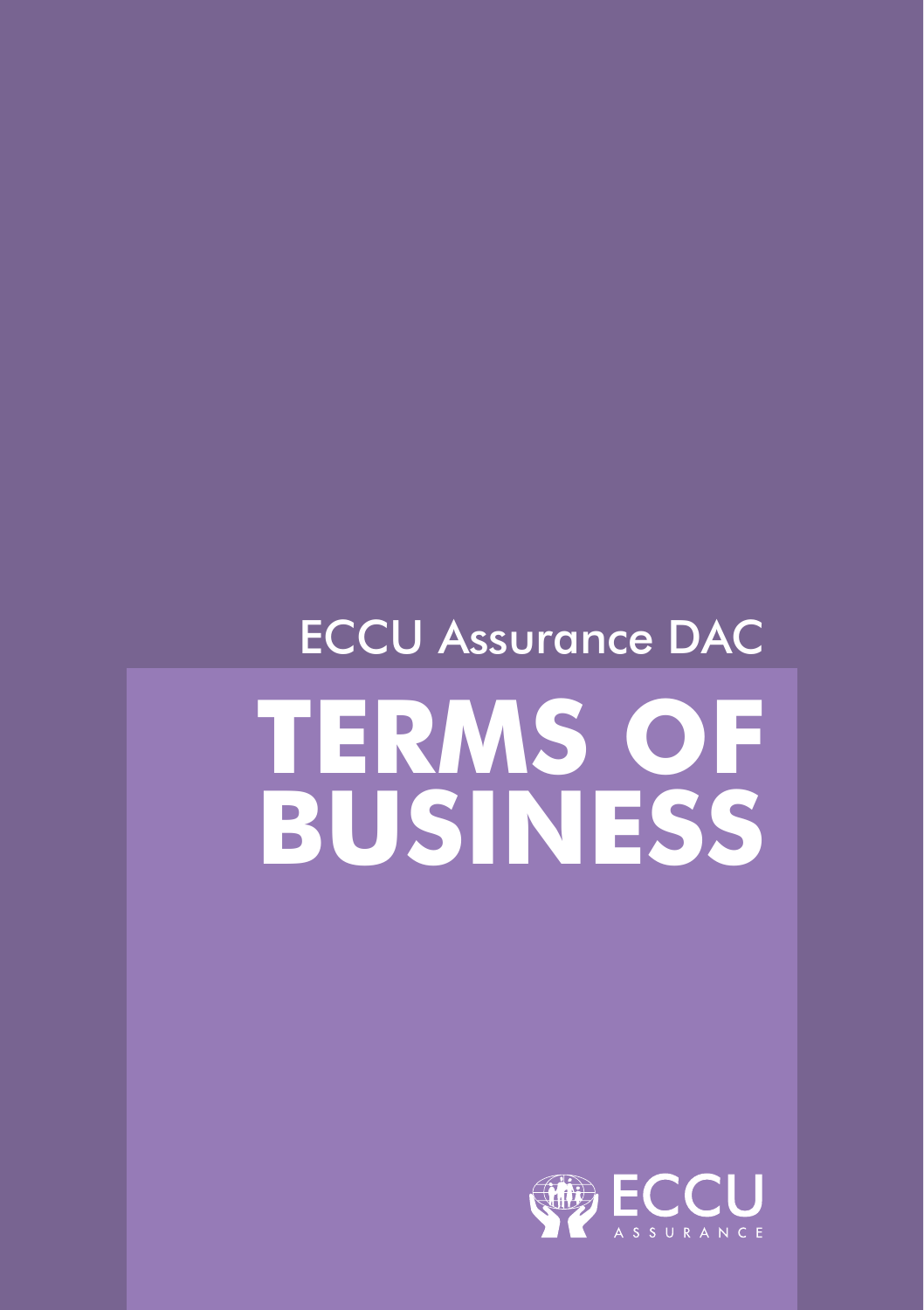ECCU Assurance DAC

# TERMS OF BUSINESS

ECCU
ASSURANCE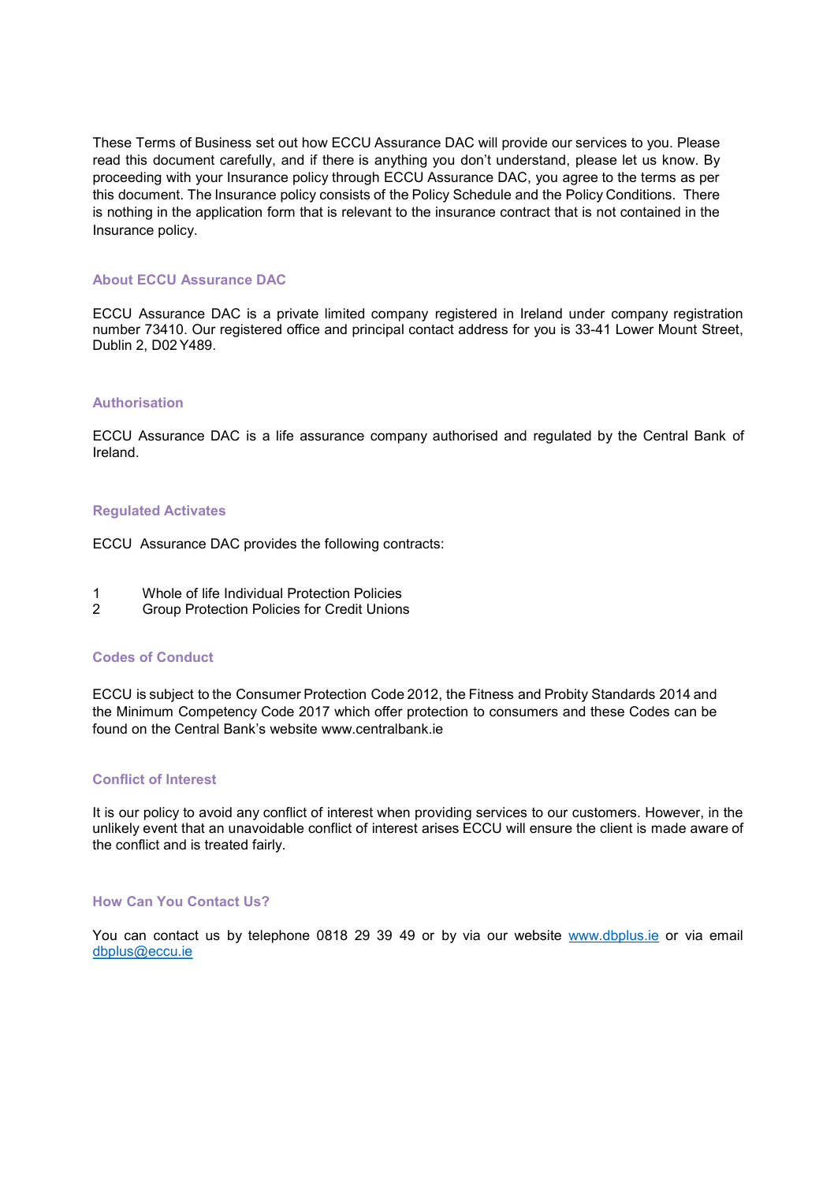These Terms of Business set out how ECCU Assurance DAC will provide our services to you. Please read this document carefully, and if there is anything you don't understand, please let us know. By proceeding with your Insurance policy through ECCU Assurance DAC, you agree to the terms as per this document. The Insurance policy consists of the Policy Schedule and the Policy Conditions. There is nothing in the application form that is relevant to the insurance contract that is not contained in the Insurance policy.

## About ECCU Assurance DAC

ECCU Assurance DAC is a private limited company registered in Ireland under company registration number 73410. Our registered office and principal contact address for you is 33-41 Lower Mount Street, Dublin 2, D02 Y489.

## Authorisation

ECCU Assurance DAC is a life assurance company authorised and regulated by the Central Bank of Ireland.

## Regulated Activates

ECCU Assurance DAC provides the following contracts:

1. Whole of life Individual Protection Policies
2. Group Protection Policies for Credit Unions

## Codes of Conduct

ECCU is subject to the Consumer Protection Code 2012, the Fitness and Probity Standards 2014 and the Minimum Competency Code 2017 which offer protection to consumers and these Codes can be found on the Central Bank's website www.centralbank.ie

## Conflict of Interest

It is our policy to avoid any conflict of interest when providing services to our customers. However, in the unlikely event that an unavoidable conflict of interest arises ECCU will ensure the client is made aware of the conflict and is treated fairly.

## How Can You Contact Us?

You can contact us by telephone 0818 29 39 49 or by via our website [www.dbplus.ie](http://www.dbplus.ie) or via email [dbplus@eccu.ie](mailto:dbplus@eccu.ie)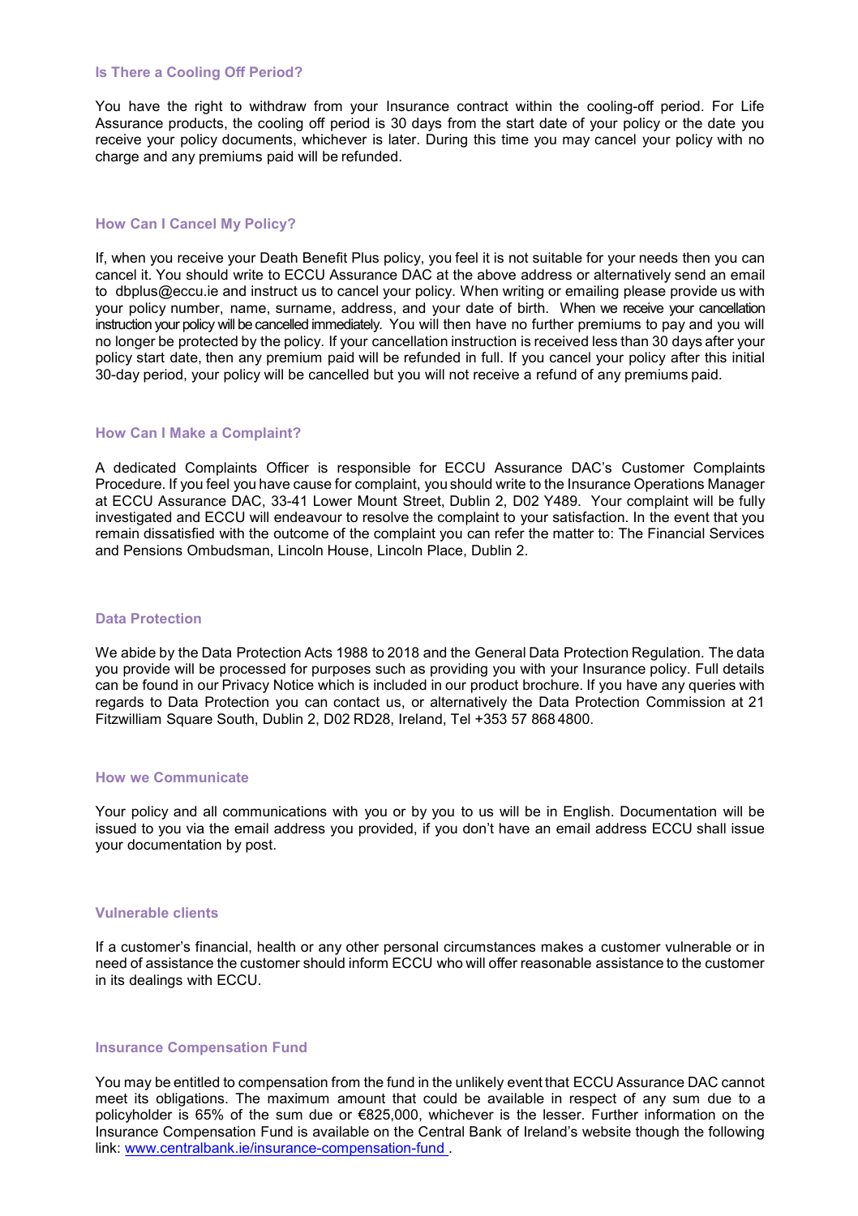### Is There a Cooling Off Period?

You have the right to withdraw from your Insurance contract within the cooling-off period. For Life Assurance products, the cooling off period is 30 days from the start date of your policy or the date you receive your policy documents, whichever is later. During this time you may cancel your policy with no charge and any premiums paid will be refunded.

### How Can I Cancel My Policy?

If, when you receive your Death Benefit Plus policy, you feel it is not suitable for your needs then you can cancel it. You should write to ECCU Assurance DAC at the above address or alternatively send an email to dbplus@eccu.ie and instruct us to cancel your policy. When writing or emailing please provide us with your policy number, name, surname, address, and your date of birth. When we receive your cancellation instruction your policy will be cancelled immediately. You will then have no further premiums to pay and you will no longer be protected by the policy. If your cancellation instruction is received less than 30 days after your policy start date, then any premium paid will be refunded in full. If you cancel your policy after this initial 30-day period, your policy will be cancelled but you will not receive a refund of any premiums paid.

### How Can I Make a Complaint?

A dedicated Complaints Officer is responsible for ECCU Assurance DAC's Customer Complaints Procedure. If you feel you have cause for complaint, you should write to the Insurance Operations Manager at ECCU Assurance DAC, 33-41 Lower Mount Street, Dublin 2, D02 Y489. Your complaint will be fully investigated and ECCU will endeavour to resolve the complaint to your satisfaction. In the event that you remain dissatisfied with the outcome of the complaint you can refer the matter to: The Financial Services and Pensions Ombudsman, Lincoln House, Lincoln Place, Dublin 2.

### Data Protection

We abide by the Data Protection Acts 1988 to 2018 and the General Data Protection Regulation. The data you provide will be processed for purposes such as providing you with your Insurance policy. Full details can be found in our Privacy Notice which is included in our product brochure. If you have any queries with regards to Data Protection you can contact us, or alternatively the Data Protection Commission at 21 Fitzwilliam Square South, Dublin 2, D02 RD28, Ireland, Tel +353 57 868 4800.

### How we Communicate

Your policy and all communications with you or by you to us will be in English. Documentation will be issued to you via the email address you provided, if you don't have an email address ECCU shall issue your documentation by post.

### Vulnerable clients

If a customer's financial, health or any other personal circumstances makes a customer vulnerable or in need of assistance the customer should inform ECCU who will offer reasonable assistance to the customer in its dealings with ECCU.

### Insurance Compensation Fund

You may be entitled to compensation from the fund in the unlikely event that ECCU Assurance DAC cannot meet its obligations. The maximum amount that could be available in respect of any sum due to a policyholder is 65% of the sum due or €825,000, whichever is the lesser. Further information on the Insurance Compensation Fund is available on the Central Bank of Ireland's website though the following link: [www.centralbank.ie/insurance-compensation-fund](www.centralbank.ie/insurance-compensation-fund) .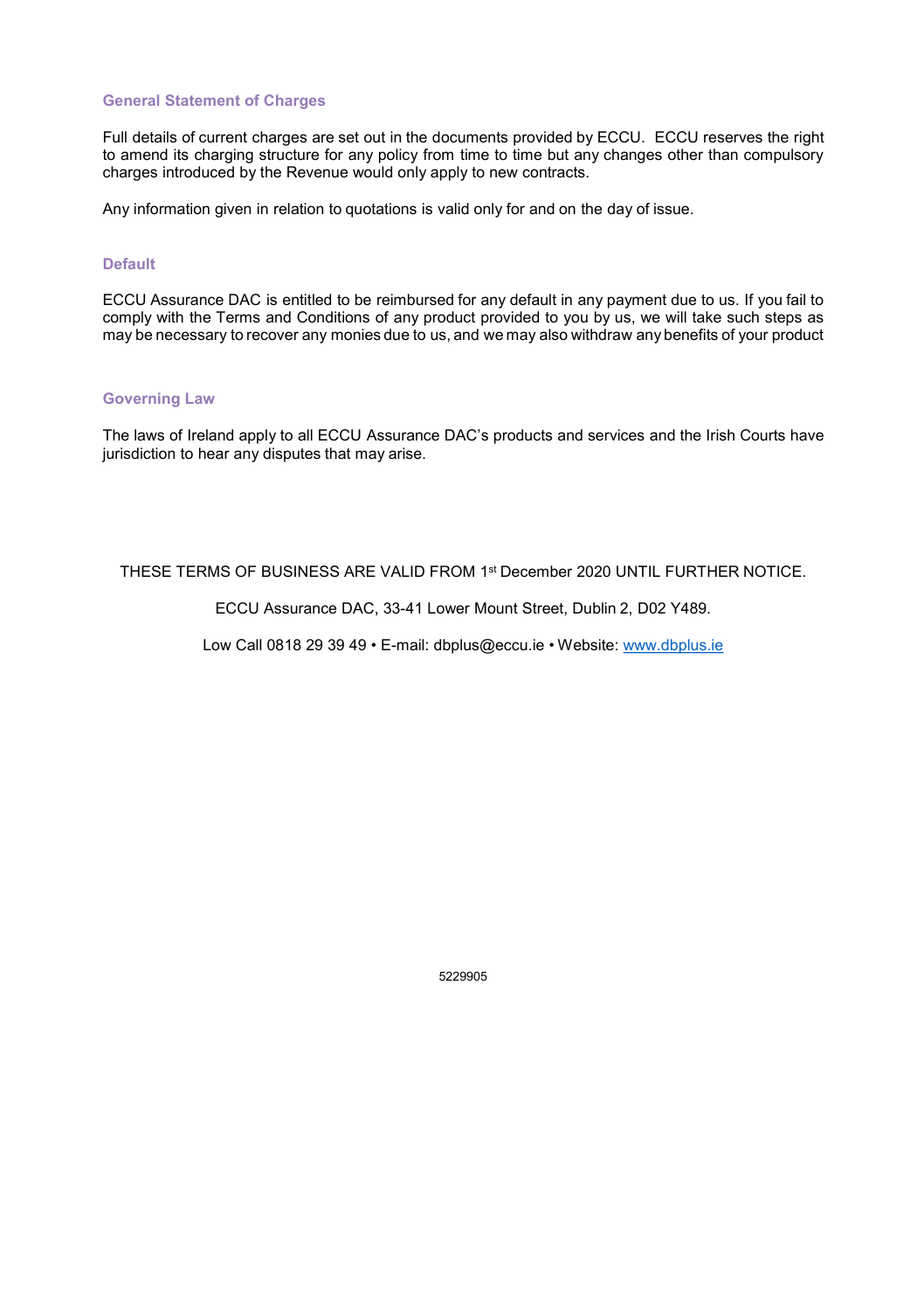## General Statement of Charges

Full details of current charges are set out in the documents provided by ECCU. ECCU reserves the right to amend its charging structure for any policy from time to time but any changes other than compulsory charges introduced by the Revenue would only apply to new contracts.

Any information given in relation to quotations is valid only for and on the day of issue.

## Default

ECCU Assurance DAC is entitled to be reimbursed for any default in any payment due to us. If you fail to comply with the Terms and Conditions of any product provided to you by us, we will take such steps as may be necessary to recover any monies due to us, and we may also withdraw any benefits of your product

## Governing Law

The laws of Ireland apply to all ECCU Assurance DAC's products and services and the Irish Courts have jurisdiction to hear any disputes that may arise.

THESE TERMS OF BUSINESS ARE VALID FROM 1st December 2020 UNTIL FURTHER NOTICE.

ECCU Assurance DAC, 33-41 Lower Mount Street, Dublin 2, D02 Y489.

Low Call 0818 29 39 49 • E-mail: dbplus@eccu.ie • Website: [www.dbplus.ie](www.dbplus.ie)

5229905